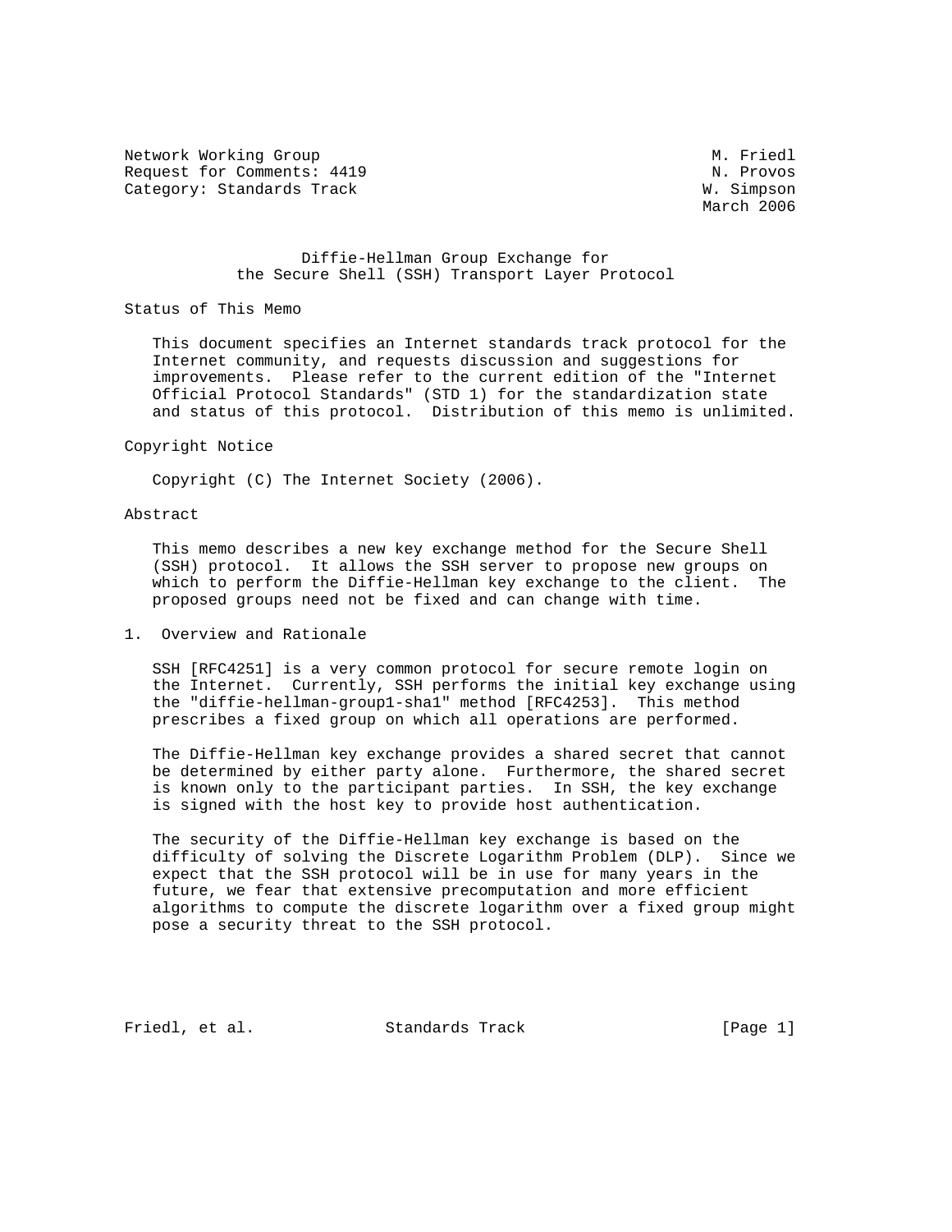Network Working Group M. Friedl
Request for Comments: 4419 N. Provos
Category: Standards Track W. Simpson
March 2006

# Diffie-Hellman Group Exchange for the Secure Shell (SSH) Transport Layer Protocol

## Status of This Memo

This document specifies an Internet standards track protocol for the Internet community, and requests discussion and suggestions for improvements. Please refer to the current edition of the "Internet Official Protocol Standards" (STD 1) for the standardization state and status of this protocol. Distribution of this memo is unlimited.

## Copyright Notice

Copyright (C) The Internet Society (2006).

## Abstract

This memo describes a new key exchange method for the Secure Shell (SSH) protocol. It allows the SSH server to propose new groups on which to perform the Diffie-Hellman key exchange to the client. The proposed groups need not be fixed and can change with time.

## 1. Overview and Rationale

SSH [RFC4251] is a very common protocol for secure remote login on the Internet. Currently, SSH performs the initial key exchange using the "diffie-hellman-group1-sha1" method [RFC4253]. This method prescribes a fixed group on which all operations are performed.

The Diffie-Hellman key exchange provides a shared secret that cannot be determined by either party alone. Furthermore, the shared secret is known only to the participant parties. In SSH, the key exchange is signed with the host key to provide host authentication.

The security of the Diffie-Hellman key exchange is based on the difficulty of solving the Discrete Logarithm Problem (DLP). Since we expect that the SSH protocol will be in use for many years in the future, we fear that extensive precomputation and more efficient algorithms to compute the discrete logarithm over a fixed group might pose a security threat to the SSH protocol.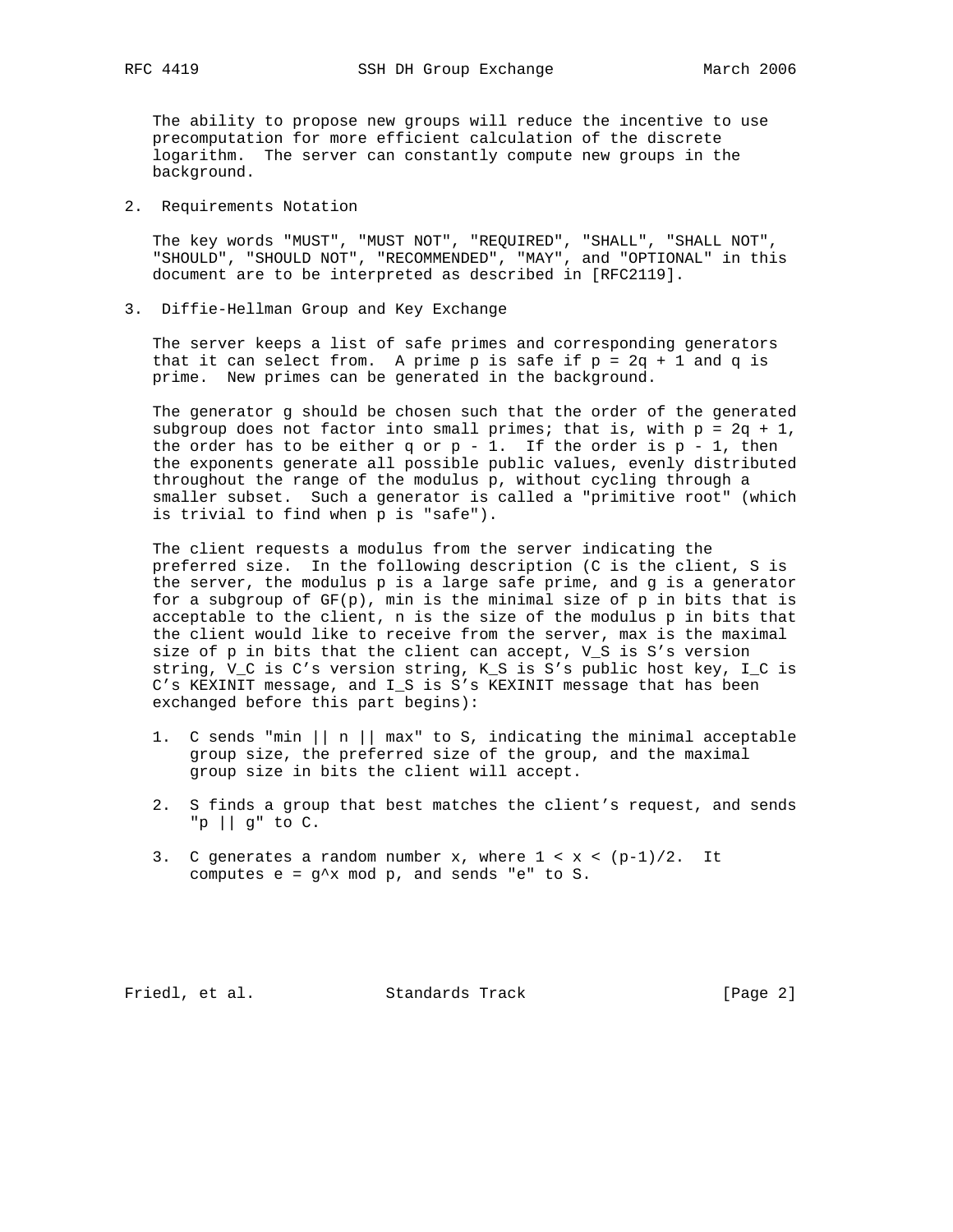The ability to propose new groups will reduce the incentive to use precomputation for more efficient calculation of the discrete logarithm. The server can constantly compute new groups in the background.

## 2. Requirements Notation

The key words "MUST", "MUST NOT", "REQUIRED", "SHALL", "SHALL NOT", "SHOULD", "SHOULD NOT", "RECOMMENDED", "MAY", and "OPTIONAL" in this document are to be interpreted as described in [RFC2119].

## 3. Diffie-Hellman Group and Key Exchange

The server keeps a list of safe primes and corresponding generators that it can select from. A prime p is safe if $p = 2q + 1$ and q is prime. New primes can be generated in the background.

The generator g should be chosen such that the order of the generated subgroup does not factor into small primes; that is, with $p = 2q + 1$, the order has to be either q or $p - 1$. If the order is $p - 1$, then the exponents generate all possible public values, evenly distributed throughout the range of the modulus p, without cycling through a smaller subset. Such a generator is called a "primitive root" (which is trivial to find when p is "safe").

The client requests a modulus from the server indicating the preferred size. In the following description (C is the client, S is the server, the modulus p is a large safe prime, and g is a generator for a subgroup of GF(p), min is the minimal size of p in bits that is acceptable to the client, n is the size of the modulus p in bits that the client would like to receive from the server, max is the maximal size of p in bits that the client can accept, $V_S$ is S's version string, $V_C$ is C's version string, $K_S$ is S's public host key, $I_C$ is C's KEXINIT message, and $I_S$ is S's KEXINIT message that has been exchanged before this part begins):

1. C sends "min || n || max" to S, indicating the minimal acceptable group size, the preferred size of the group, and the maximal group size in bits the client will accept.

2. S finds a group that best matches the client's request, and sends "p || g" to C.

3. C generates a random number x, where $1 < x < (p-1)/2$. It computes $e = g^x \bmod p$, and sends "e" to S.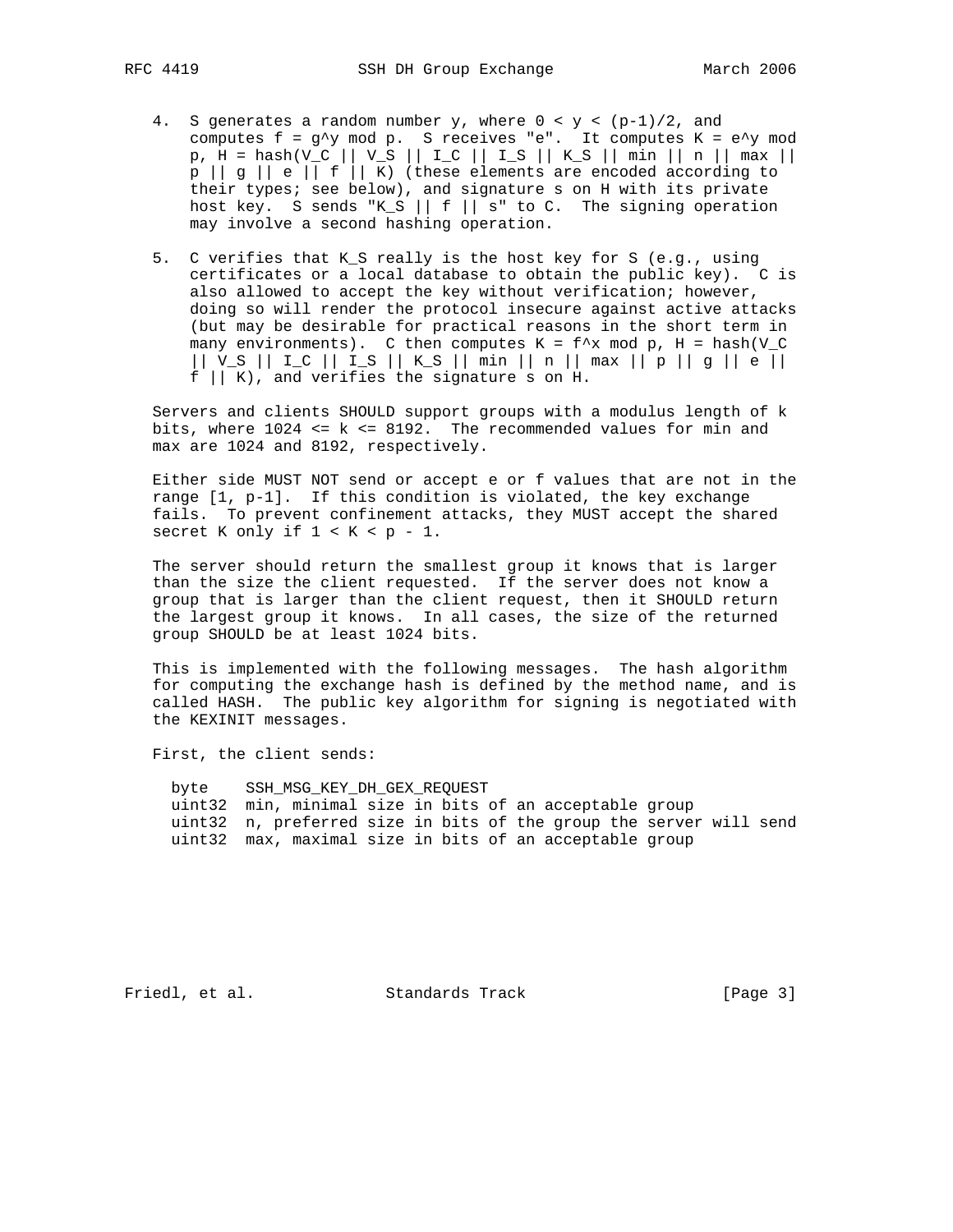4. S generates a random number y, where $0 < y < (p-1)/2$, and computes $f = g^y \bmod p$. S receives "e". It computes $K = e^y \bmod p$, $H = hash(V_C || V_S || I_C || I_S || K_S || min || n || max || p || g || e || f || K)$ (these elements are encoded according to their types; see below), and signature s on H with its private host key. S sends "K_S || f || s" to C. The signing operation may involve a second hashing operation.

5. C verifies that K_S really is the host key for S (e.g., using certificates or a local database to obtain the public key). C is also allowed to accept the key without verification; however, doing so will render the protocol insecure against active attacks (but may be desirable for practical reasons in the short term in many environments). C then computes $K = f^x \bmod p$, $H = hash(V_C || V_S || I_C || I_S || K_S || min || n || max || p || g || e || f || K)$, and verifies the signature s on H.

Servers and clients SHOULD support groups with a modulus length of k bits, where $1024 \le k \le 8192$. The recommended values for min and max are 1024 and 8192, respectively.

Either side MUST NOT send or accept e or f values that are not in the range [1, p-1]. If this condition is violated, the key exchange fails. To prevent confinement attacks, they MUST accept the shared secret K only if $1 < K < p - 1$.

The server should return the smallest group it knows that is larger than the size the client requested. If the server does not know a group that is larger than the client request, then it SHOULD return the largest group it knows. In all cases, the size of the returned group SHOULD be at least 1024 bits.

This is implemented with the following messages. The hash algorithm for computing the exchange hash is defined by the method name, and is called HASH. The public key algorithm for signing is negotiated with the KEXINIT messages.

First, the client sends:

```
byte    SSH_MSG_KEY_DH_GEX_REQUEST
uint32  min, minimal size in bits of an acceptable group
uint32  n, preferred size in bits of the group the server will send
uint32  max, maximal size in bits of an acceptable group
```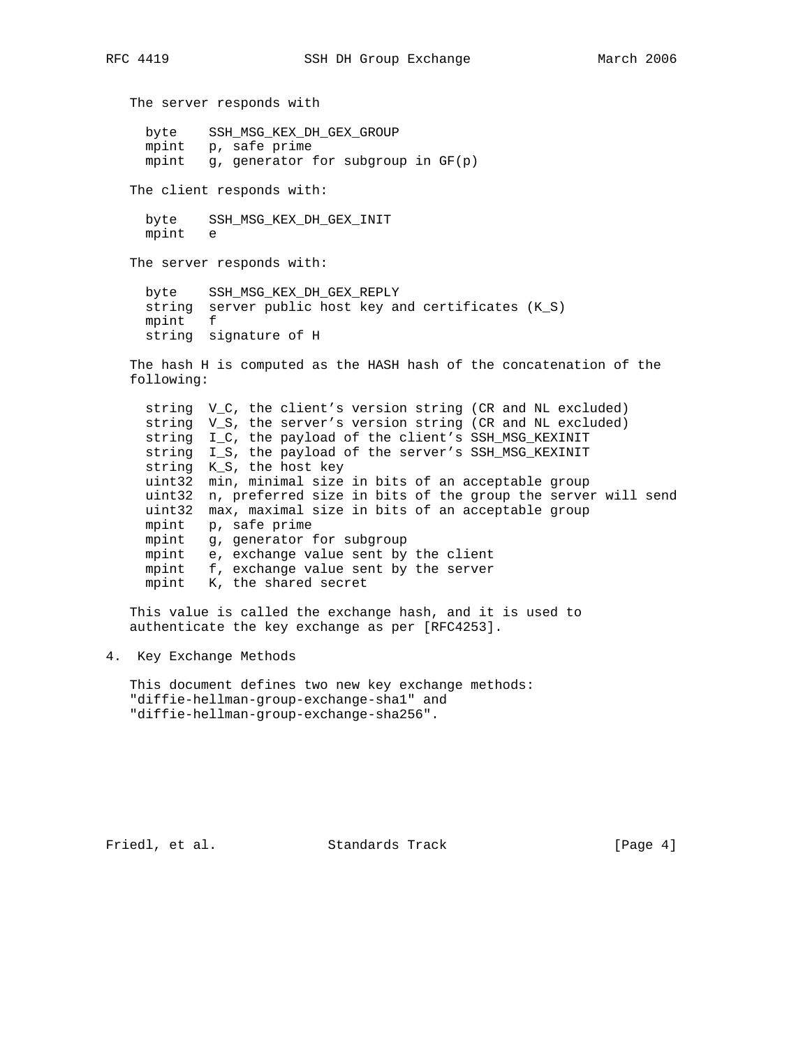The server responds with

```
byte    SSH_MSG_KEX_DH_GEX_GROUP
mpint   p, safe prime
mpint   g, generator for subgroup in GF(p)
```

The client responds with:

```
byte    SSH_MSG_KEX_DH_GEX_INIT
mpint   e
```

The server responds with:

```
byte    SSH_MSG_KEX_DH_GEX_REPLY
string  server public host key and certificates (K_S)
mpint   f
string  signature of H
```

The hash H is computed as the HASH hash of the concatenation of the following:

```
string  V_C, the client's version string (CR and NL excluded)
string  V_S, the server's version string (CR and NL excluded)
string  I_C, the payload of the client's SSH_MSG_KEXINIT
string  I_S, the payload of the server's SSH_MSG_KEXINIT
string  K_S, the host key
uint32  min, minimal size in bits of an acceptable group
uint32  n, preferred size in bits of the group the server will send
uint32  max, maximal size in bits of an acceptable group
mpint   p, safe prime
mpint   g, generator for subgroup
mpint   e, exchange value sent by the client
mpint   f, exchange value sent by the server
mpint   K, the shared secret
```

This value is called the exchange hash, and it is used to authenticate the key exchange as per [RFC4253].

## 4. Key Exchange Methods

This document defines two new key exchange methods: "diffie-hellman-group-exchange-sha1" and "diffie-hellman-group-exchange-sha256".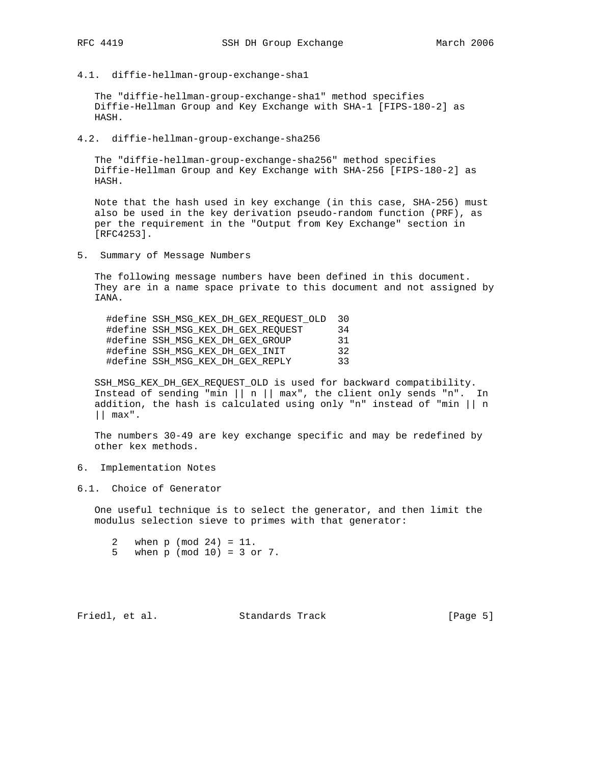### 4.1. diffie-hellman-group-exchange-sha1

The "diffie-hellman-group-exchange-sha1" method specifies Diffie-Hellman Group and Key Exchange with SHA-1 [FIPS-180-2] as HASH.

### 4.2. diffie-hellman-group-exchange-sha256

The "diffie-hellman-group-exchange-sha256" method specifies Diffie-Hellman Group and Key Exchange with SHA-256 [FIPS-180-2] as HASH.

Note that the hash used in key exchange (in this case, SHA-256) must also be used in the key derivation pseudo-random function (PRF), as per the requirement in the "Output from Key Exchange" section in [RFC4253].

## 5. Summary of Message Numbers

The following message numbers have been defined in this document. They are in a name space private to this document and not assigned by IANA.

```
#define SSH_MSG_KEX_DH_GEX_REQUEST_OLD  30
#define SSH_MSG_KEX_DH_GEX_REQUEST      34
#define SSH_MSG_KEX_DH_GEX_GROUP        31
#define SSH_MSG_KEX_DH_GEX_INIT         32
#define SSH_MSG_KEX_DH_GEX_REPLY        33
```

SSH_MSG_KEX_DH_GEX_REQUEST_OLD is used for backward compatibility. Instead of sending "min || n || max", the client only sends "n". In addition, the hash is calculated using only "n" instead of "min || n || max".

The numbers 30-49 are key exchange specific and may be redefined by other kex methods.

## 6. Implementation Notes

### 6.1. Choice of Generator

One useful technique is to select the generator, and then limit the modulus selection sieve to primes with that generator:

```
2   when p (mod 24) = 11.
5   when p (mod 10) = 3 or 7.
```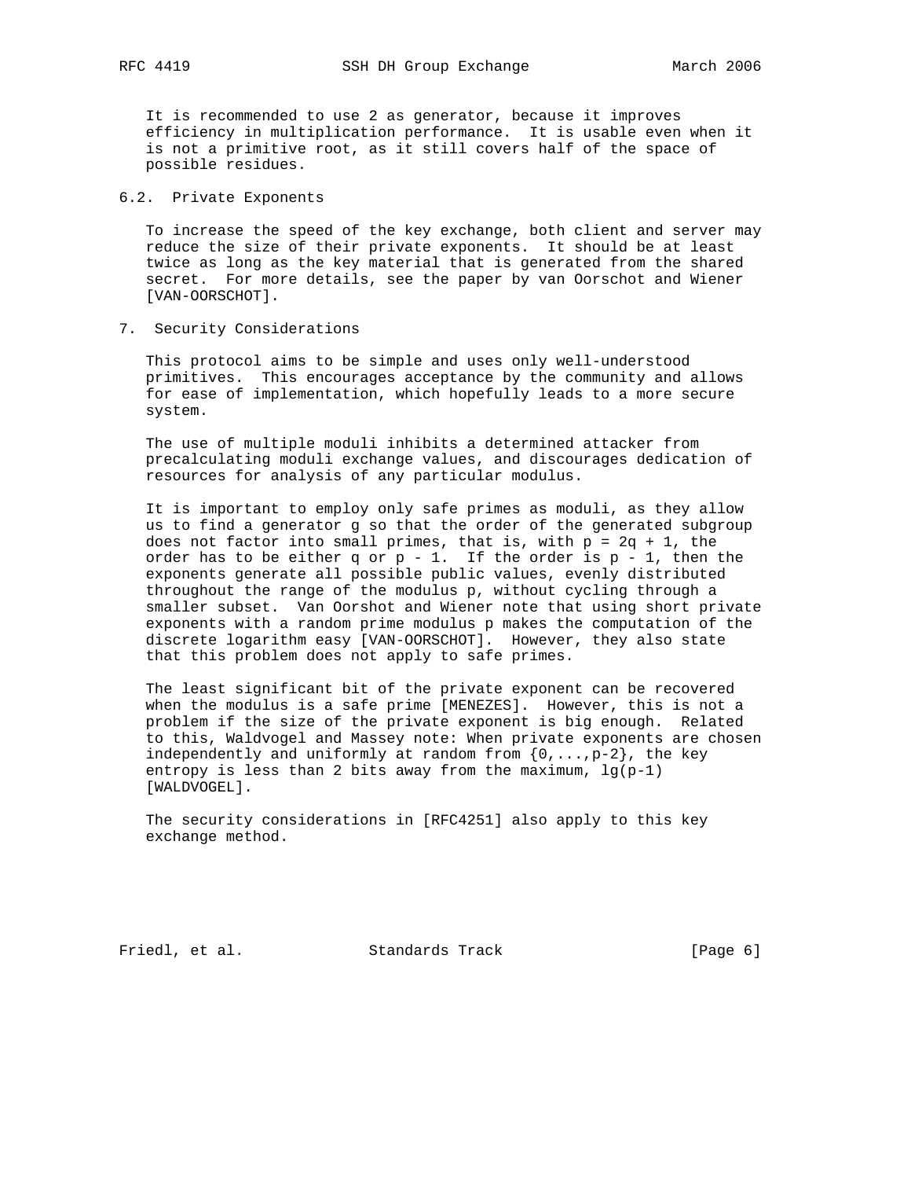It is recommended to use 2 as generator, because it improves efficiency in multiplication performance. It is usable even when it is not a primitive root, as it still covers half of the space of possible residues.

### 6.2. Private Exponents

To increase the speed of the key exchange, both client and server may reduce the size of their private exponents. It should be at least twice as long as the key material that is generated from the shared secret. For more details, see the paper by van Oorschot and Wiener [VAN-OORSCHOT].

## 7. Security Considerations

This protocol aims to be simple and uses only well-understood primitives. This encourages acceptance by the community and allows for ease of implementation, which hopefully leads to a more secure system.

The use of multiple moduli inhibits a determined attacker from precalculating moduli exchange values, and discourages dedication of resources for analysis of any particular modulus.

It is important to employ only safe primes as moduli, as they allow us to find a generator g so that the order of the generated subgroup does not factor into small primes, that is, with $p = 2q + 1$, the order has to be either q or $p - 1$. If the order is $p - 1$, then the exponents generate all possible public values, evenly distributed throughout the range of the modulus p, without cycling through a smaller subset. Van Oorshot and Wiener note that using short private exponents with a random prime modulus p makes the computation of the discrete logarithm easy [VAN-OORSCHOT]. However, they also state that this problem does not apply to safe primes.

The least significant bit of the private exponent can be recovered when the modulus is a safe prime [MENEZES]. However, this is not a problem if the size of the private exponent is big enough. Related to this, Waldvogel and Massey note: When private exponents are chosen independently and uniformly at random from $\{0,...,p-2\}$, the key entropy is less than 2 bits away from the maximum, $\lg(p-1)$ [WALDVOGEL].

The security considerations in [RFC4251] also apply to this key exchange method.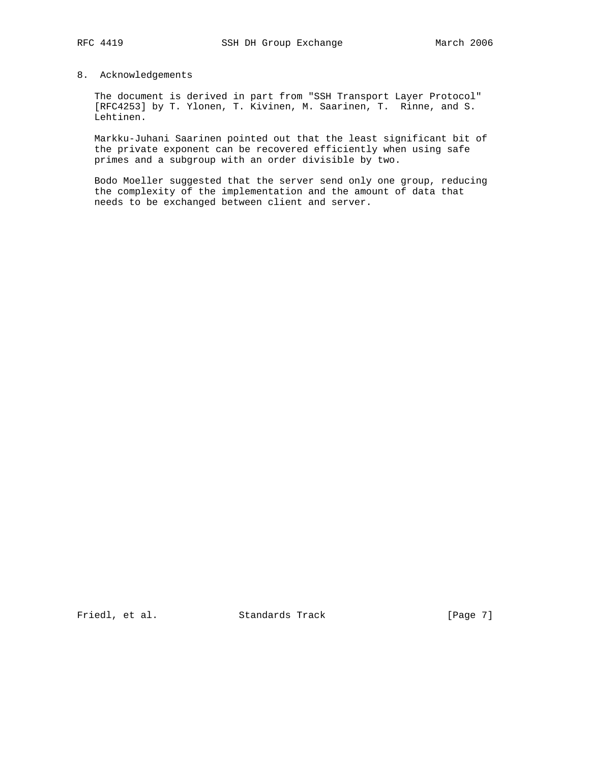## 8. Acknowledgements

The document is derived in part from "SSH Transport Layer Protocol" [RFC4253] by T. Ylonen, T. Kivinen, M. Saarinen, T. Rinne, and S. Lehtinen.

Markku-Juhani Saarinen pointed out that the least significant bit of the private exponent can be recovered efficiently when using safe primes and a subgroup with an order divisible by two.

Bodo Moeller suggested that the server send only one group, reducing the complexity of the implementation and the amount of data that needs to be exchanged between client and server.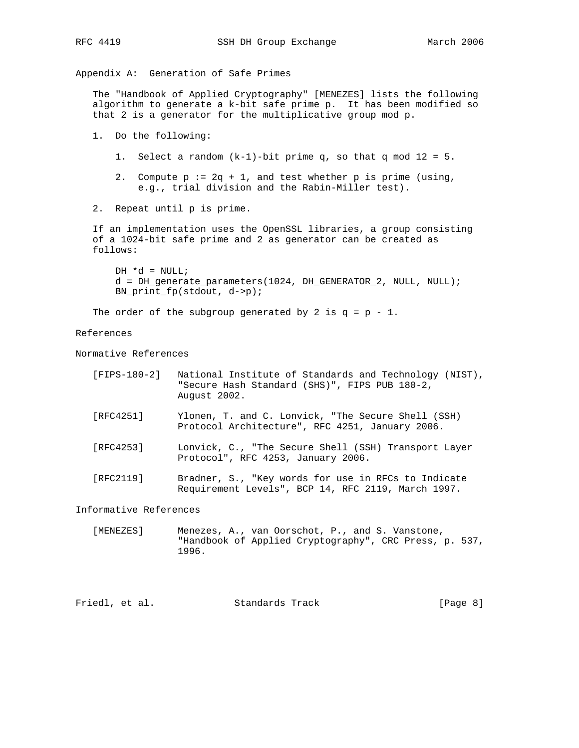## Appendix A: Generation of Safe Primes

The "Handbook of Applied Cryptography" [MENEZES] lists the following algorithm to generate a k-bit safe prime p. It has been modified so that 2 is a generator for the multiplicative group mod p.

1. Do the following:

    1. Select a random (k-1)-bit prime q, so that q mod 12 = 5.

    2. Compute p := 2q + 1, and test whether p is prime (using, e.g., trial division and the Rabin-Miller test).

2. Repeat until p is prime.

If an implementation uses the OpenSSL libraries, a group consisting of a 1024-bit safe prime and 2 as generator can be created as follows:

```
DH *d = NULL;
d = DH_generate_parameters(1024, DH_GENERATOR_2, NULL, NULL);
BN_print_fp(stdout, d->p);
```

The order of the subgroup generated by 2 is q = p - 1.

## References

### Normative References

[FIPS-180-2] National Institute of Standards and Technology (NIST), "Secure Hash Standard (SHS)", FIPS PUB 180-2, August 2002.

[RFC4251] Ylonen, T. and C. Lonvick, "The Secure Shell (SSH) Protocol Architecture", RFC 4251, January 2006.

[RFC4253] Lonvick, C., "The Secure Shell (SSH) Transport Layer Protocol", RFC 4253, January 2006.

[RFC2119] Bradner, S., "Key words for use in RFCs to Indicate Requirement Levels", BCP 14, RFC 2119, March 1997.

### Informative References

[MENEZES] Menezes, A., van Oorschot, P., and S. Vanstone, "Handbook of Applied Cryptography", CRC Press, p. 537, 1996.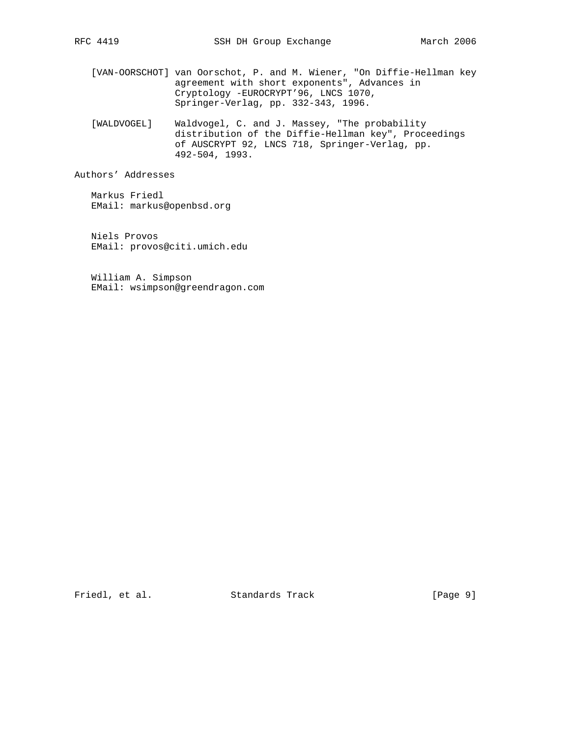[VAN-OORSCHOT] van Oorschot, P. and M. Wiener, "On Diffie-Hellman key agreement with short exponents", Advances in Cryptology -EUROCRYPT'96, LNCS 1070, Springer-Verlag, pp. 332-343, 1996.

[WALDVOGEL] Waldvogel, C. and J. Massey, "The probability distribution of the Diffie-Hellman key", Proceedings of AUSCRYPT 92, LNCS 718, Springer-Verlag, pp. 492-504, 1993.

## Authors' Addresses

Markus Friedl
EMail: markus@openbsd.org

Niels Provos
EMail: provos@citi.umich.edu

William A. Simpson
EMail: wsimpson@greendragon.com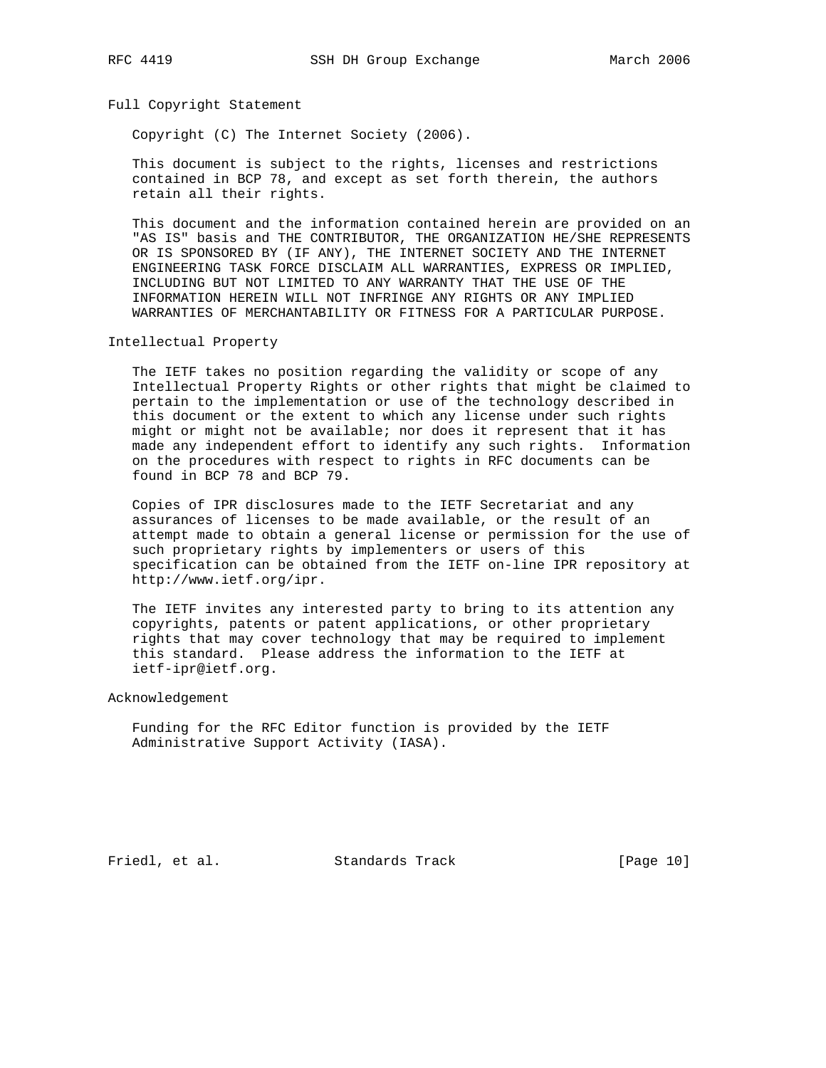## Full Copyright Statement

Copyright (C) The Internet Society (2006).

This document is subject to the rights, licenses and restrictions contained in BCP 78, and except as set forth therein, the authors retain all their rights.

This document and the information contained herein are provided on an "AS IS" basis and THE CONTRIBUTOR, THE ORGANIZATION HE/SHE REPRESENTS OR IS SPONSORED BY (IF ANY), THE INTERNET SOCIETY AND THE INTERNET ENGINEERING TASK FORCE DISCLAIM ALL WARRANTIES, EXPRESS OR IMPLIED, INCLUDING BUT NOT LIMITED TO ANY WARRANTY THAT THE USE OF THE INFORMATION HEREIN WILL NOT INFRINGE ANY RIGHTS OR ANY IMPLIED WARRANTIES OF MERCHANTABILITY OR FITNESS FOR A PARTICULAR PURPOSE.

## Intellectual Property

The IETF takes no position regarding the validity or scope of any Intellectual Property Rights or other rights that might be claimed to pertain to the implementation or use of the technology described in this document or the extent to which any license under such rights might or might not be available; nor does it represent that it has made any independent effort to identify any such rights. Information on the procedures with respect to rights in RFC documents can be found in BCP 78 and BCP 79.

Copies of IPR disclosures made to the IETF Secretariat and any assurances of licenses to be made available, or the result of an attempt made to obtain a general license or permission for the use of such proprietary rights by implementers or users of this specification can be obtained from the IETF on-line IPR repository at http://www.ietf.org/ipr.

The IETF invites any interested party to bring to its attention any copyrights, patents or patent applications, or other proprietary rights that may cover technology that may be required to implement this standard. Please address the information to the IETF at ietf-ipr@ietf.org.

## Acknowledgement

Funding for the RFC Editor function is provided by the IETF Administrative Support Activity (IASA).